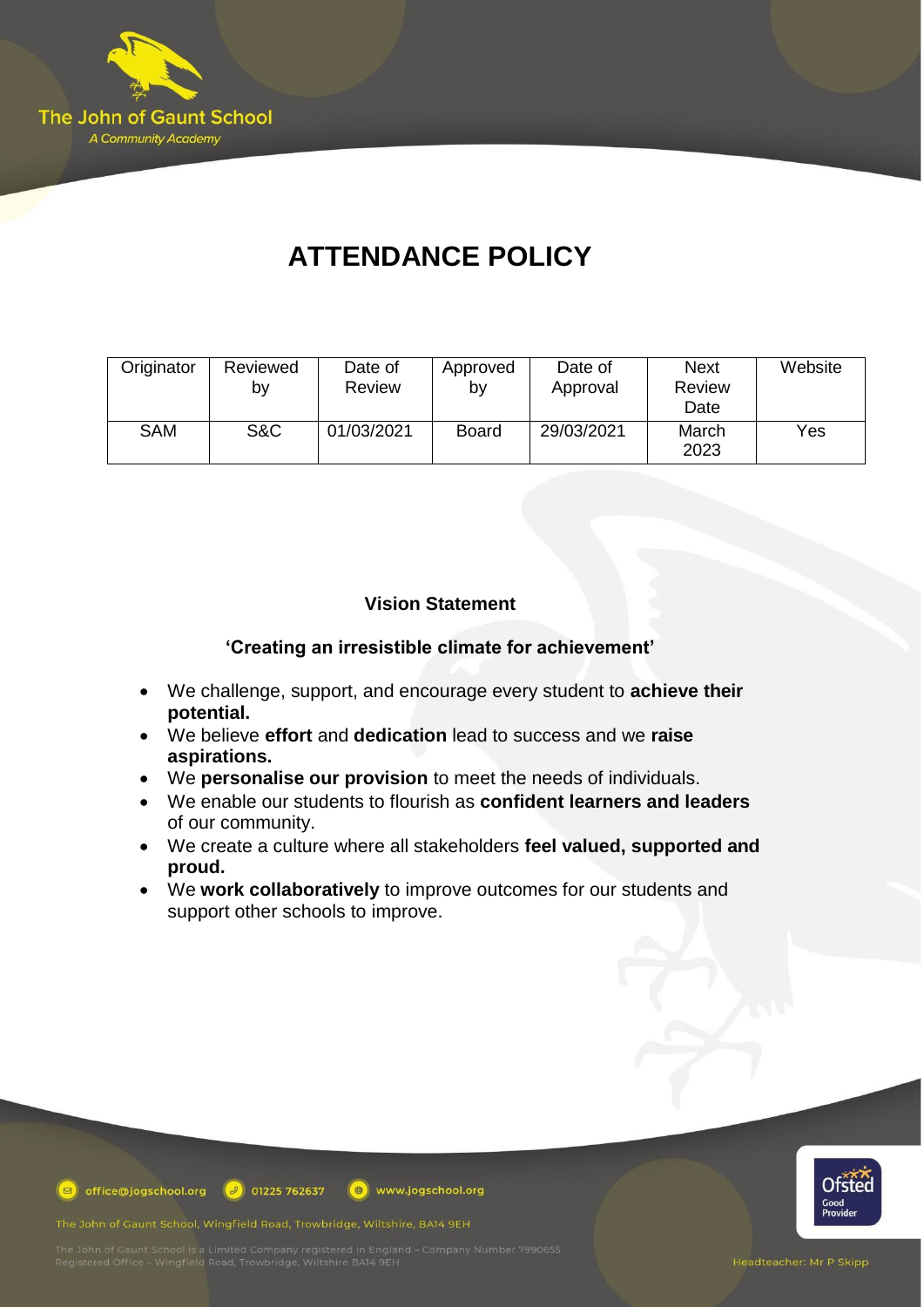# ATTENDANCE POLICY

| Originator | Reviewed by | Date of Review | Approved by | Date of Approval | Next Review Date | Website |
|---|---|---|---|---|---|---|
| SAM | S&C | 01/03/2021 | Board | 29/03/2021 | March 2023 | Yes |

**Vision Statement**

**'Creating an irresistible climate for achievement'**

- We challenge, support, and encourage every student to **achieve their potential.**
- We believe **effort** and **dedication** lead to success and we **raise aspirations.**
- We **personalise our provision** to meet the needs of individuals.
- We enable our students to flourish as **confident learners and leaders** of our community.
- We create a culture where all stakeholders **feel valued, supported and proud.**
- We **work collaboratively** to improve outcomes for our students and support other schools to improve.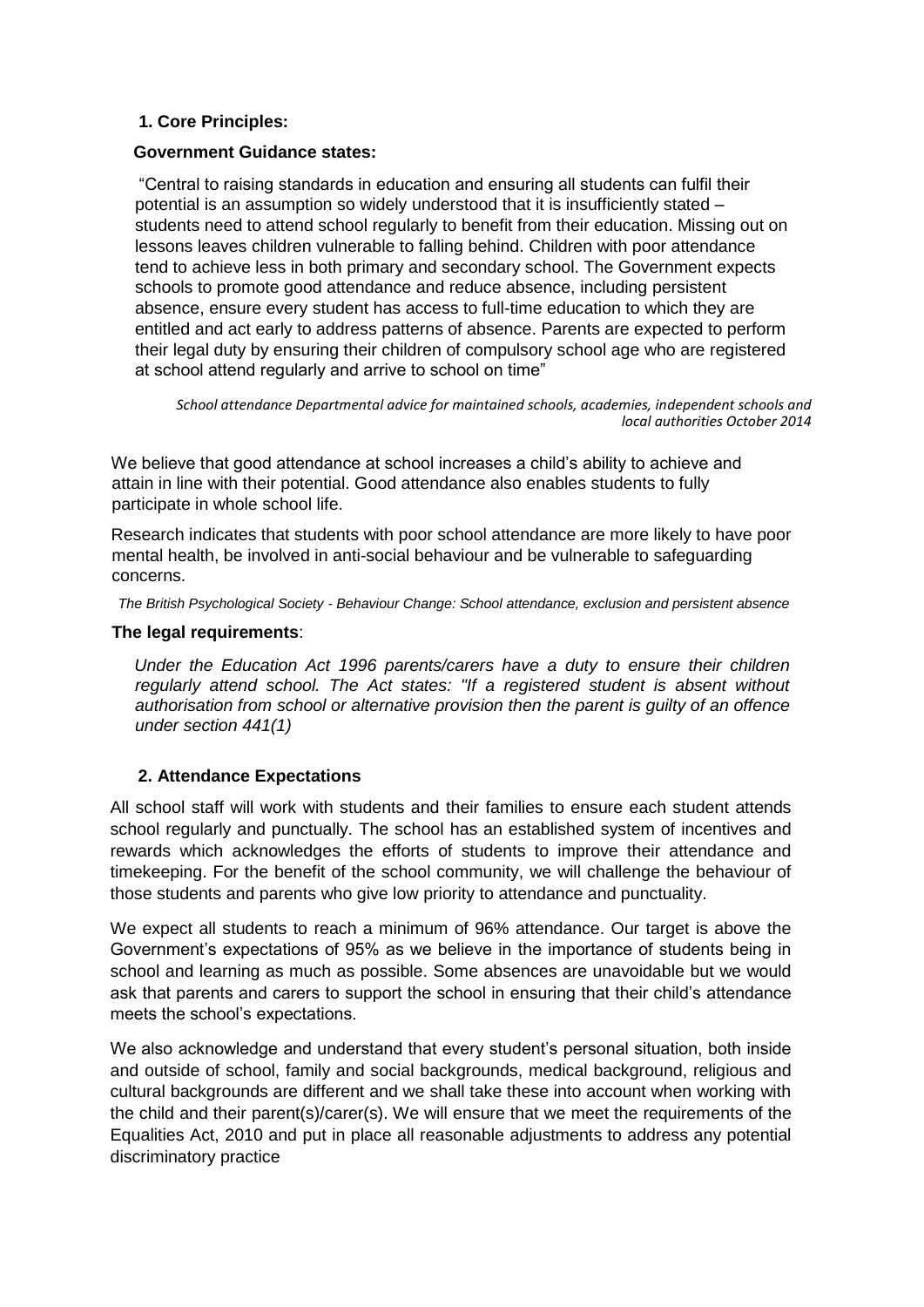## 1. Core Principles:

**Government Guidance states:**

"Central to raising standards in education and ensuring all students can fulfil their potential is an assumption so widely understood that it is insufficiently stated – students need to attend school regularly to benefit from their education. Missing out on lessons leaves children vulnerable to falling behind. Children with poor attendance tend to achieve less in both primary and secondary school. The Government expects schools to promote good attendance and reduce absence, including persistent absence, ensure every student has access to full-time education to which they are entitled and act early to address patterns of absence. Parents are expected to perform their legal duty by ensuring their children of compulsory school age who are registered at school attend regularly and arrive to school on time"

*School attendance Departmental advice for maintained schools, academies, independent schools and local authorities October 2014*

We believe that good attendance at school increases a child's ability to achieve and attain in line with their potential. Good attendance also enables students to fully participate in whole school life.

Research indicates that students with poor school attendance are more likely to have poor mental health, be involved in anti-social behaviour and be vulnerable to safeguarding concerns.

*The British Psychological Society - Behaviour Change: School attendance, exclusion and persistent absence*

**The legal requirements**:

*Under the Education Act 1996 parents/carers have a duty to ensure their children regularly attend school. The Act states: "If a registered student is absent without authorisation from school or alternative provision then the parent is guilty of an offence under section 441(1)*

## 2. Attendance Expectations

All school staff will work with students and their families to ensure each student attends school regularly and punctually. The school has an established system of incentives and rewards which acknowledges the efforts of students to improve their attendance and timekeeping. For the benefit of the school community, we will challenge the behaviour of those students and parents who give low priority to attendance and punctuality.

We expect all students to reach a minimum of 96% attendance. Our target is above the Government's expectations of 95% as we believe in the importance of students being in school and learning as much as possible. Some absences are unavoidable but we would ask that parents and carers to support the school in ensuring that their child's attendance meets the school's expectations.

We also acknowledge and understand that every student's personal situation, both inside and outside of school, family and social backgrounds, medical background, religious and cultural backgrounds are different and we shall take these into account when working with the child and their parent(s)/carer(s). We will ensure that we meet the requirements of the Equalities Act, 2010 and put in place all reasonable adjustments to address any potential discriminatory practice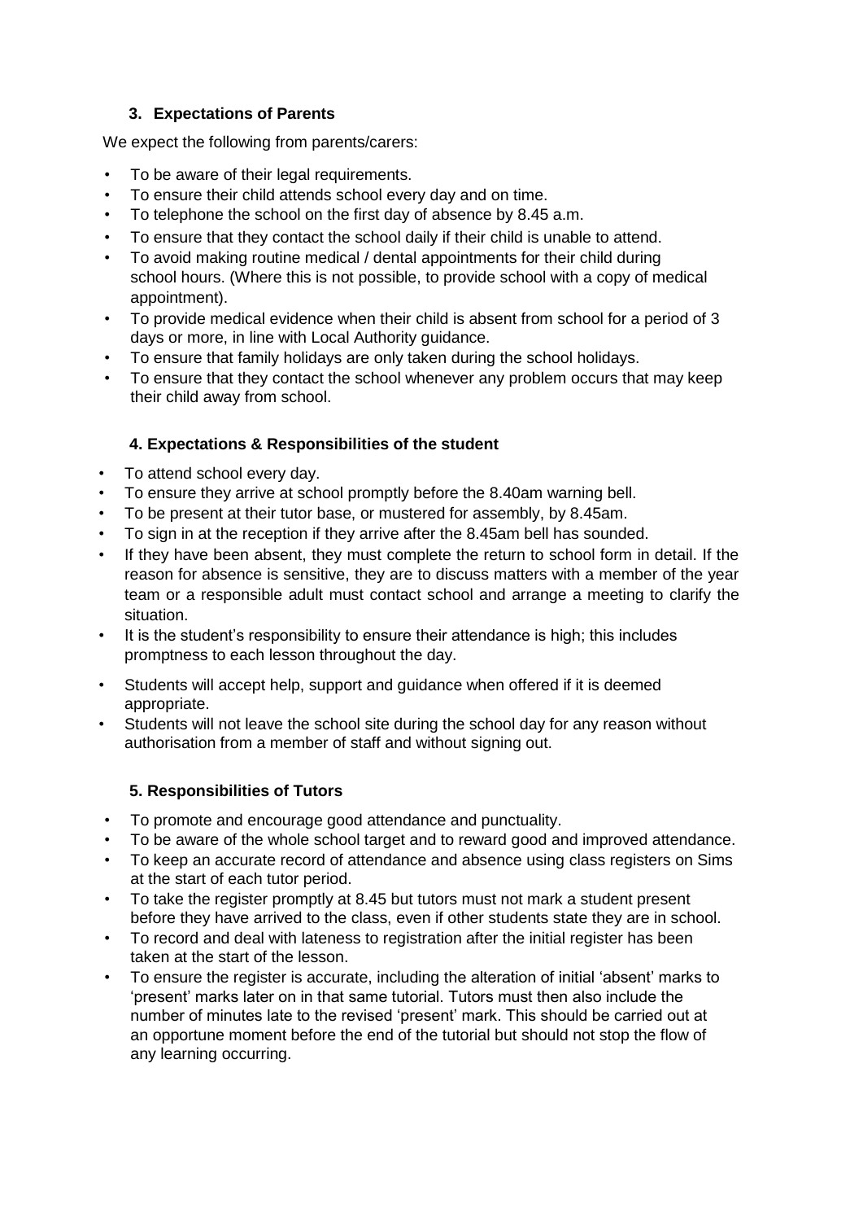### 3. Expectations of Parents

We expect the following from parents/carers:

- To be aware of their legal requirements.
- To ensure their child attends school every day and on time.
- To telephone the school on the first day of absence by 8.45 a.m.
- To ensure that they contact the school daily if their child is unable to attend.
- To avoid making routine medical / dental appointments for their child during school hours. (Where this is not possible, to provide school with a copy of medical appointment).
- To provide medical evidence when their child is absent from school for a period of 3 days or more, in line with Local Authority guidance.
- To ensure that family holidays are only taken during the school holidays.
- To ensure that they contact the school whenever any problem occurs that may keep their child away from school.

### 4. Expectations & Responsibilities of the student

- To attend school every day.
- To ensure they arrive at school promptly before the 8.40am warning bell.
- To be present at their tutor base, or mustered for assembly, by 8.45am.
- To sign in at the reception if they arrive after the 8.45am bell has sounded.
- If they have been absent, they must complete the return to school form in detail. If the reason for absence is sensitive, they are to discuss matters with a member of the year team or a responsible adult must contact school and arrange a meeting to clarify the situation.
- It is the student's responsibility to ensure their attendance is high; this includes promptness to each lesson throughout the day.
- Students will accept help, support and guidance when offered if it is deemed appropriate.
- Students will not leave the school site during the school day for any reason without authorisation from a member of staff and without signing out.

### 5. Responsibilities of Tutors

- To promote and encourage good attendance and punctuality.
- To be aware of the whole school target and to reward good and improved attendance.
- To keep an accurate record of attendance and absence using class registers on Sims at the start of each tutor period.
- To take the register promptly at 8.45 but tutors must not mark a student present before they have arrived to the class, even if other students state they are in school.
- To record and deal with lateness to registration after the initial register has been taken at the start of the lesson.
- To ensure the register is accurate, including the alteration of initial 'absent' marks to 'present' marks later on in that same tutorial. Tutors must then also include the number of minutes late to the revised 'present' mark. This should be carried out at an opportune moment before the end of the tutorial but should not stop the flow of any learning occurring.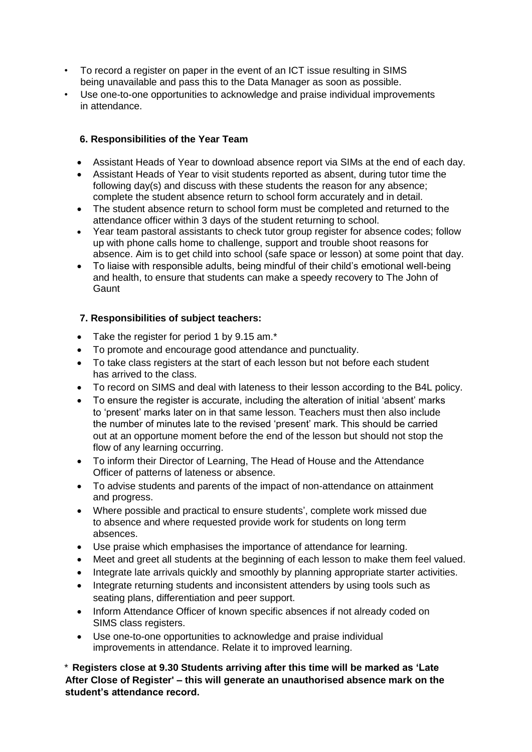- To record a register on paper in the event of an ICT issue resulting in SIMS being unavailable and pass this to the Data Manager as soon as possible.
- Use one-to-one opportunities to acknowledge and praise individual improvements in attendance.

### 6. Responsibilities of the Year Team

- Assistant Heads of Year to download absence report via SIMs at the end of each day.
- Assistant Heads of Year to visit students reported as absent, during tutor time the following day(s) and discuss with these students the reason for any absence; complete the student absence return to school form accurately and in detail.
- The student absence return to school form must be completed and returned to the attendance officer within 3 days of the student returning to school.
- Year team pastoral assistants to check tutor group register for absence codes; follow up with phone calls home to challenge, support and trouble shoot reasons for absence. Aim is to get child into school (safe space or lesson) at some point that day.
- To liaise with responsible adults, being mindful of their child's emotional well-being and health, to ensure that students can make a speedy recovery to The John of Gaunt

### 7. Responsibilities of subject teachers:

- Take the register for period 1 by 9.15 am.*
- To promote and encourage good attendance and punctuality.
- To take class registers at the start of each lesson but not before each student has arrived to the class.
- To record on SIMS and deal with lateness to their lesson according to the B4L policy.
- To ensure the register is accurate, including the alteration of initial 'absent' marks to 'present' marks later on in that same lesson. Teachers must then also include the number of minutes late to the revised 'present' mark. This should be carried out at an opportune moment before the end of the lesson but should not stop the flow of any learning occurring.
- To inform their Director of Learning, The Head of House and the Attendance Officer of patterns of lateness or absence.
- To advise students and parents of the impact of non-attendance on attainment and progress.
- Where possible and practical to ensure students', complete work missed due to absence and where requested provide work for students on long term absences.
- Use praise which emphasises the importance of attendance for learning.
- Meet and greet all students at the beginning of each lesson to make them feel valued.
- Integrate late arrivals quickly and smoothly by planning appropriate starter activities.
- Integrate returning students and inconsistent attenders by using tools such as seating plans, differentiation and peer support.
- Inform Attendance Officer of known specific absences if not already coded on SIMS class registers.
- Use one-to-one opportunities to acknowledge and praise individual improvements in attendance. Relate it to improved learning.

\* **Registers close at 9.30 Students arriving after this time will be marked as 'Late After Close of Register' – this will generate an unauthorised absence mark on the student's attendance record.**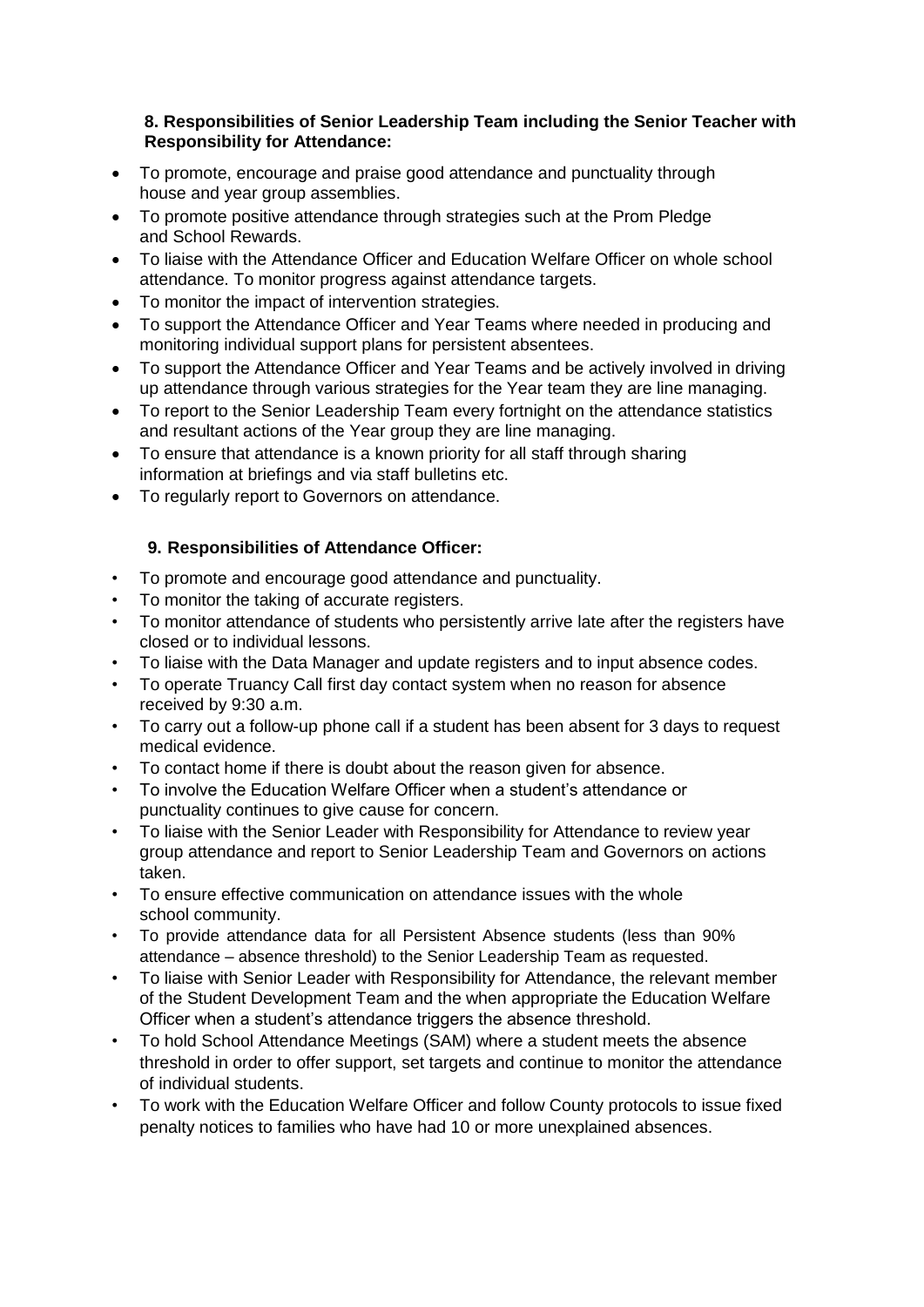## 8. Responsibilities of Senior Leadership Team including the Senior Teacher with Responsibility for Attendance:

- To promote, encourage and praise good attendance and punctuality through house and year group assemblies.
- To promote positive attendance through strategies such at the Prom Pledge and School Rewards.
- To liaise with the Attendance Officer and Education Welfare Officer on whole school attendance. To monitor progress against attendance targets.
- To monitor the impact of intervention strategies.
- To support the Attendance Officer and Year Teams where needed in producing and monitoring individual support plans for persistent absentees.
- To support the Attendance Officer and Year Teams and be actively involved in driving up attendance through various strategies for the Year team they are line managing.
- To report to the Senior Leadership Team every fortnight on the attendance statistics and resultant actions of the Year group they are line managing.
- To ensure that attendance is a known priority for all staff through sharing information at briefings and via staff bulletins etc.
- To regularly report to Governors on attendance.

## 9. Responsibilities of Attendance Officer:

- To promote and encourage good attendance and punctuality.
- To monitor the taking of accurate registers.
- To monitor attendance of students who persistently arrive late after the registers have closed or to individual lessons.
- To liaise with the Data Manager and update registers and to input absence codes.
- To operate Truancy Call first day contact system when no reason for absence received by 9:30 a.m.
- To carry out a follow-up phone call if a student has been absent for 3 days to request medical evidence.
- To contact home if there is doubt about the reason given for absence.
- To involve the Education Welfare Officer when a student's attendance or punctuality continues to give cause for concern.
- To liaise with the Senior Leader with Responsibility for Attendance to review year group attendance and report to Senior Leadership Team and Governors on actions taken.
- To ensure effective communication on attendance issues with the whole school community.
- To provide attendance data for all Persistent Absence students (less than 90% attendance – absence threshold) to the Senior Leadership Team as requested.
- To liaise with Senior Leader with Responsibility for Attendance, the relevant member of the Student Development Team and the when appropriate the Education Welfare Officer when a student's attendance triggers the absence threshold.
- To hold School Attendance Meetings (SAM) where a student meets the absence threshold in order to offer support, set targets and continue to monitor the attendance of individual students.
- To work with the Education Welfare Officer and follow County protocols to issue fixed penalty notices to families who have had 10 or more unexplained absences.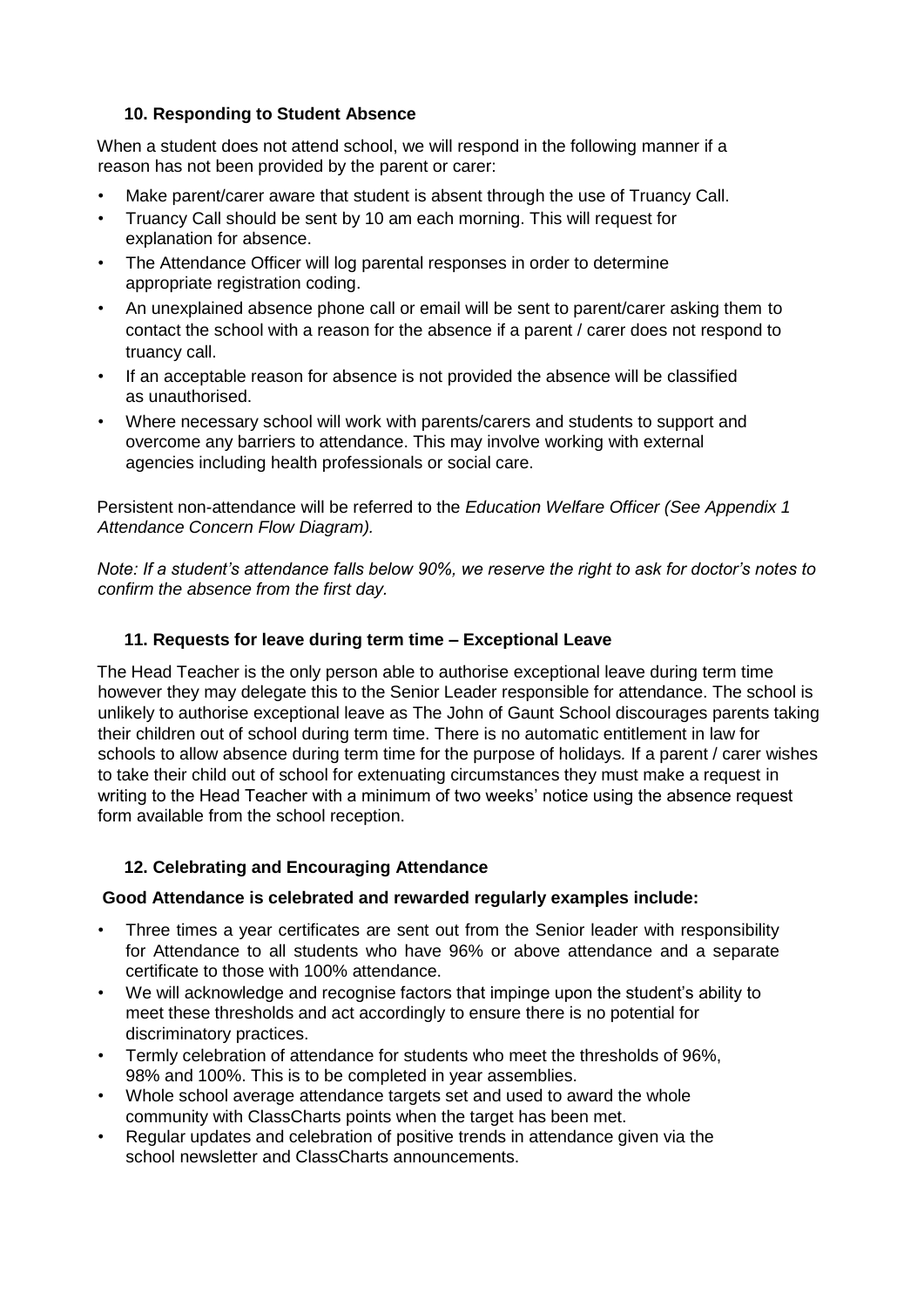## 10. Responding to Student Absence

When a student does not attend school, we will respond in the following manner if a reason has not been provided by the parent or carer:

- Make parent/carer aware that student is absent through the use of Truancy Call.
- Truancy Call should be sent by 10 am each morning. This will request for explanation for absence.
- The Attendance Officer will log parental responses in order to determine appropriate registration coding.
- An unexplained absence phone call or email will be sent to parent/carer asking them to contact the school with a reason for the absence if a parent / carer does not respond to truancy call.
- If an acceptable reason for absence is not provided the absence will be classified as unauthorised.
- Where necessary school will work with parents/carers and students to support and overcome any barriers to attendance. This may involve working with external agencies including health professionals or social care.

Persistent non-attendance will be referred to the *Education Welfare Officer (See Appendix 1 Attendance Concern Flow Diagram).*

*Note: If a student's attendance falls below 90%, we reserve the right to ask for doctor's notes to confirm the absence from the first day.*

## 11. Requests for leave during term time – Exceptional Leave

The Head Teacher is the only person able to authorise exceptional leave during term time however they may delegate this to the Senior Leader responsible for attendance. The school is unlikely to authorise exceptional leave as The John of Gaunt School discourages parents taking their children out of school during term time. There is no automatic entitlement in law for schools to allow absence during term time for the purpose of holidays*.* If a parent / carer wishes to take their child out of school for extenuating circumstances they must make a request in writing to the Head Teacher with a minimum of two weeks' notice using the absence request form available from the school reception.

## 12. Celebrating and Encouraging Attendance

**Good Attendance is celebrated and rewarded regularly examples include:**

- Three times a year certificates are sent out from the Senior leader with responsibility for Attendance to all students who have 96% or above attendance and a separate certificate to those with 100% attendance.
- We will acknowledge and recognise factors that impinge upon the student's ability to meet these thresholds and act accordingly to ensure there is no potential for discriminatory practices.
- Termly celebration of attendance for students who meet the thresholds of 96%, 98% and 100%. This is to be completed in year assemblies.
- Whole school average attendance targets set and used to award the whole community with ClassCharts points when the target has been met.
- Regular updates and celebration of positive trends in attendance given via the school newsletter and ClassCharts announcements.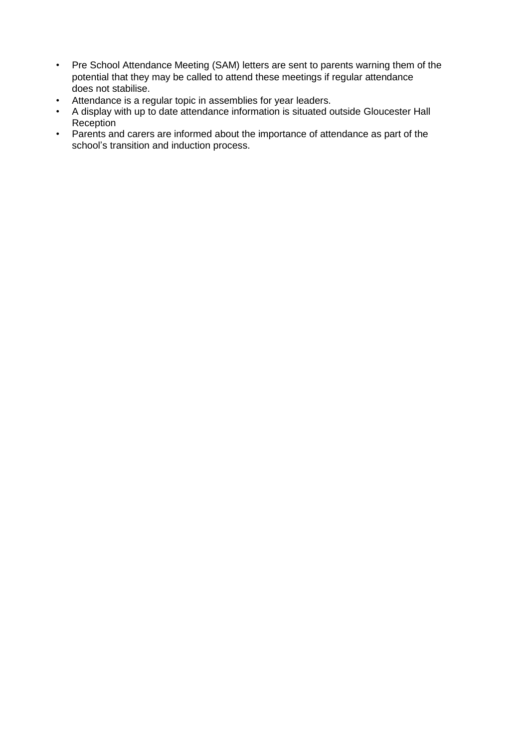- Pre School Attendance Meeting (SAM) letters are sent to parents warning them of the potential that they may be called to attend these meetings if regular attendance does not stabilise.
- Attendance is a regular topic in assemblies for year leaders.
- A display with up to date attendance information is situated outside Gloucester Hall Reception
- Parents and carers are informed about the importance of attendance as part of the school's transition and induction process.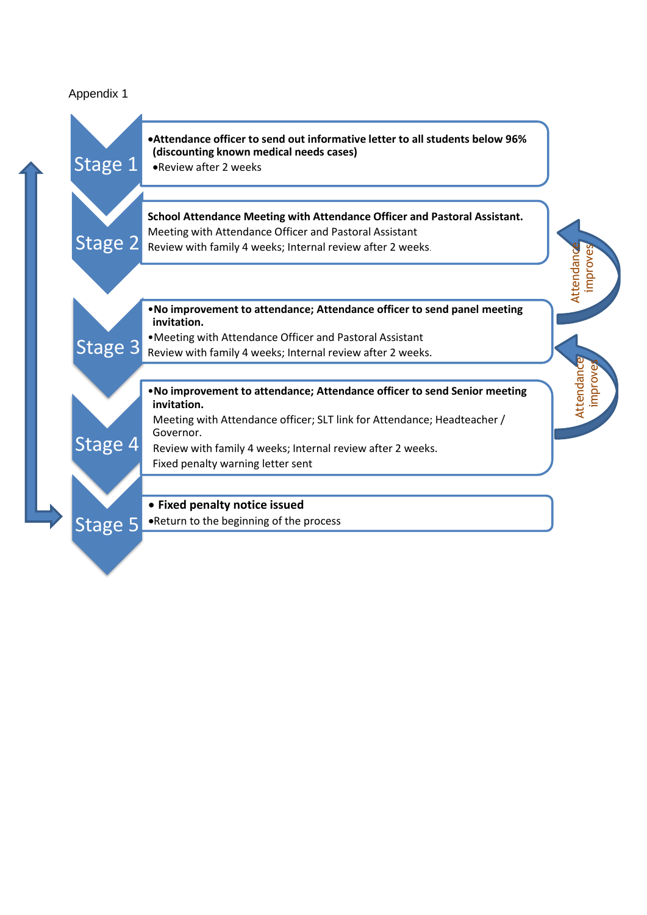Appendix 1

## Stage 1

- **Attendance officer to send out informative letter to all students below 96% (discounting known medical needs cases)**
- Review after 2 weeks

## Stage 2

**School Attendance Meeting with Attendance Officer and Pastoral Assistant.**

Meeting with Attendance Officer and Pastoral Assistant

Review with family 4 weeks; Internal review after 2 weeks.

## Stage 3

- **No improvement to attendance; Attendance officer to send panel meeting invitation.**
- Meeting with Attendance Officer and Pastoral Assistant

Review with family 4 weeks; Internal review after 2 weeks.

## Stage 4

- **No improvement to attendance; Attendance officer to send Senior meeting invitation.**

Meeting with Attendance officer; SLT link for Attendance; Headteacher / Governor.

Review with family 4 weeks; Internal review after 2 weeks.

Fixed penalty warning letter sent

## Stage 5

- **Fixed penalty notice issued**
- Return to the beginning of the process

Attendance improves

Attendance improves